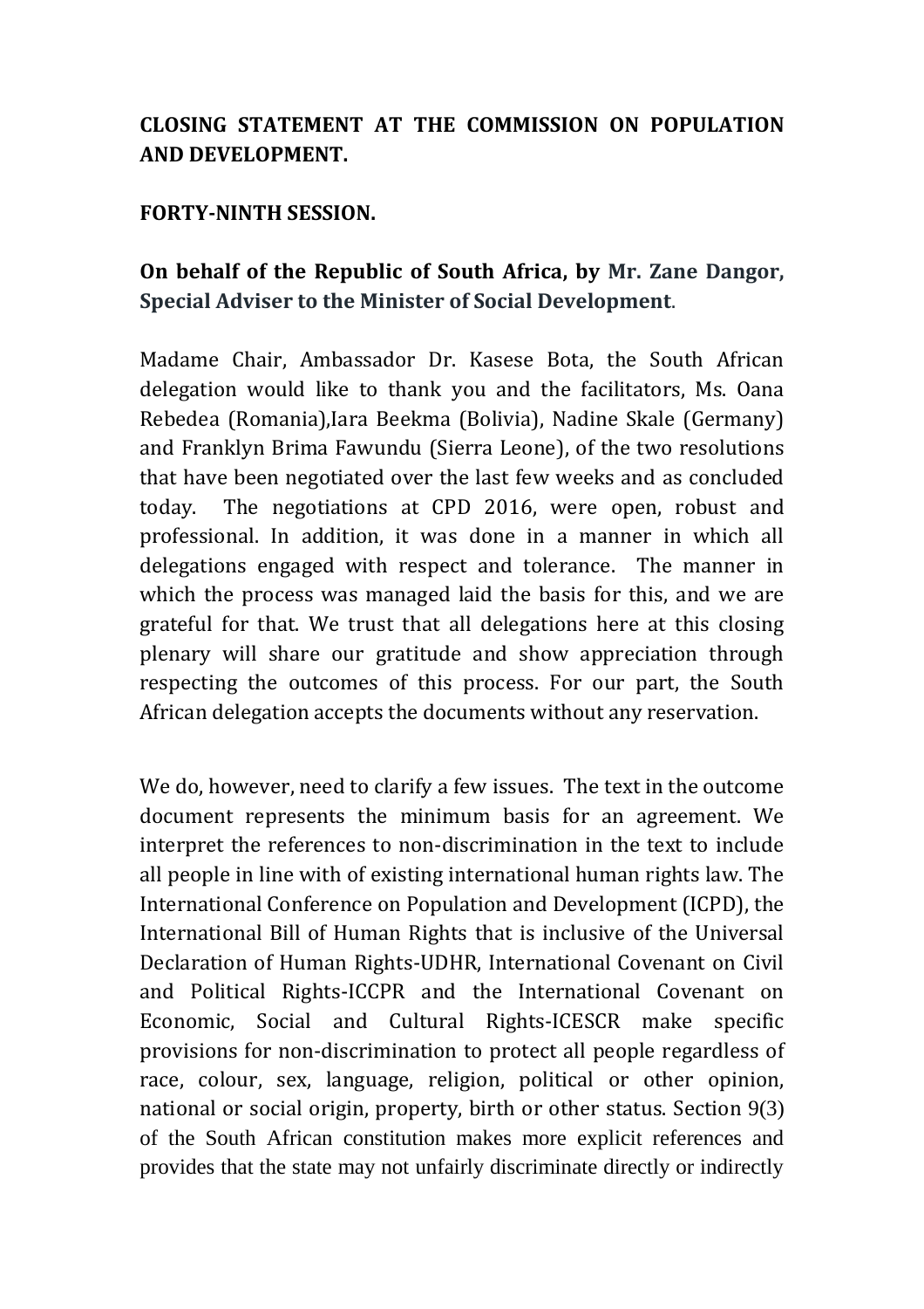**CLOSING STATEMENT AT THE COMMISSION ON POPULATION AND DEVELOPMENT.**

**FORTY-NINTH SESSION.**

**On behalf of the Republic of South Africa, by Mr. Zane Dangor, Special Adviser to the Minister of Social Development.**

Madame Chair, Ambassador Dr. Kasese Bota, the South African delegation would like to thank you and the facilitators, Ms. Oana Rebedea (Romania),Iara Beekma (Bolivia), Nadine Skale (Germany) and Franklyn Brima Fawundu (Sierra Leone), of the two resolutions that have been negotiated over the last few weeks and as concluded today. The negotiations at CPD 2016, were open, robust and professional. In addition, it was done in a manner in which all delegations engaged with respect and tolerance. The manner in which the process was managed laid the basis for this, and we are grateful for that. We trust that all delegations here at this closing plenary will share our gratitude and show appreciation through respecting the outcomes of this process. For our part, the South African delegation accepts the documents without any reservation.

We do, however, need to clarify a few issues. The text in the outcome document represents the minimum basis for an agreement. We interpret the references to non-discrimination in the text to include all people in line with of existing international human rights law. The International Conference on Population and Development (ICPD), the International Bill of Human Rights that is inclusive of the Universal Declaration of Human Rights-UDHR, International Covenant on Civil and Political Rights-ICCPR and the International Covenant on Economic, Social and Cultural Rights-ICESCR make specific provisions for non-discrimination to protect all people regardless of race, colour, sex, language, religion, political or other opinion, national or social origin, property, birth or other status. Section 9(3) of the South African constitution makes more explicit references and provides that the state may not unfairly discriminate directly or indirectly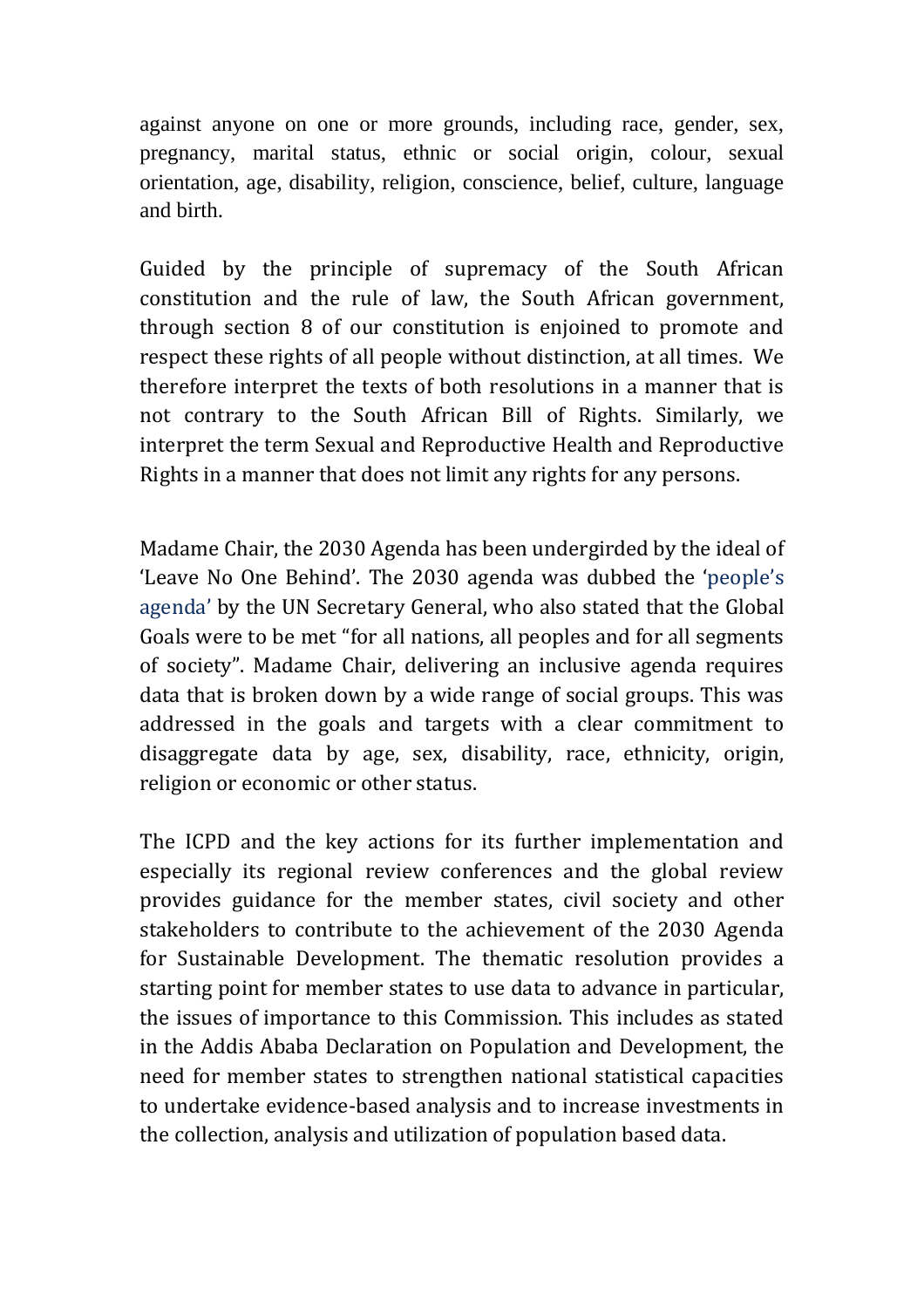against anyone on one or more grounds, including race, gender, sex, pregnancy, marital status, ethnic or social origin, colour, sexual orientation, age, disability, religion, conscience, belief, culture, language and birth.

Guided by the principle of supremacy of the South African constitution and the rule of law, the South African government, through section 8 of our constitution is enjoined to promote and respect these rights of all people without distinction, at all times. We therefore interpret the texts of both resolutions in a manner that is not contrary to the South African Bill of Rights. Similarly, we interpret the term Sexual and Reproductive Health and Reproductive Rights in a manner that does not limit any rights for any persons.

Madame Chair, the 2030 Agenda has been undergirded by the ideal of 'Leave No One Behind'. The 2030 agenda was dubbed the 'people's agenda' by the UN Secretary General, who also stated that the Global Goals were to be met "for all nations, all peoples and for all segments of society". Madame Chair, delivering an inclusive agenda requires data that is broken down by a wide range of social groups. This was addressed in the goals and targets with a clear commitment to disaggregate data by age, sex, disability, race, ethnicity, origin, religion or economic or other status.

The ICPD and the key actions for its further implementation and especially its regional review conferences and the global review provides guidance for the member states, civil society and other stakeholders to contribute to the achievement of the 2030 Agenda for Sustainable Development. The thematic resolution provides a starting point for member states to use data to advance in particular, the issues of importance to this Commission. This includes as stated in the Addis Ababa Declaration on Population and Development, the need for member states to strengthen national statistical capacities to undertake evidence-based analysis and to increase investments in the collection, analysis and utilization of population based data.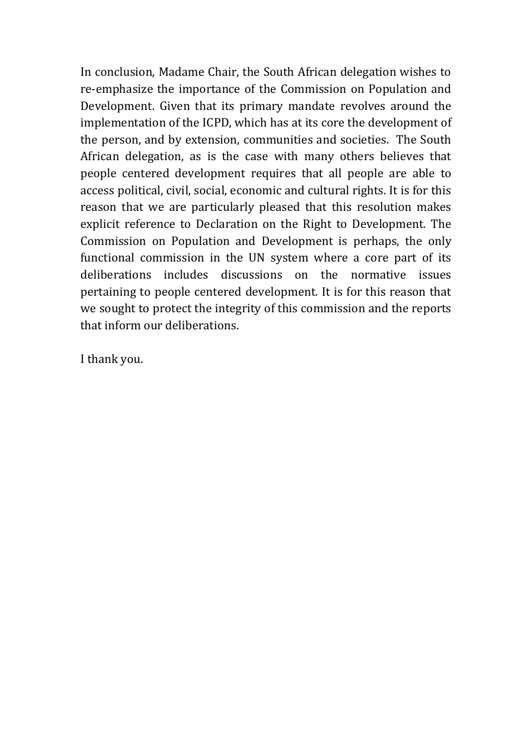In conclusion, Madame Chair, the South African delegation wishes to re-emphasize the importance of the Commission on Population and Development. Given that its primary mandate revolves around the implementation of the ICPD, which has at its core the development of the person, and by extension, communities and societies. The South African delegation, as is the case with many others believes that people centered development requires that all people are able to access political, civil, social, economic and cultural rights. It is for this reason that we are particularly pleased that this resolution makes explicit reference to Declaration on the Right to Development. The Commission on Population and Development is perhaps, the only functional commission in the UN system where a core part of its deliberations includes discussions on the normative issues pertaining to people centered development. It is for this reason that we sought to protect the integrity of this commission and the reports that inform our deliberations.

I thank you.